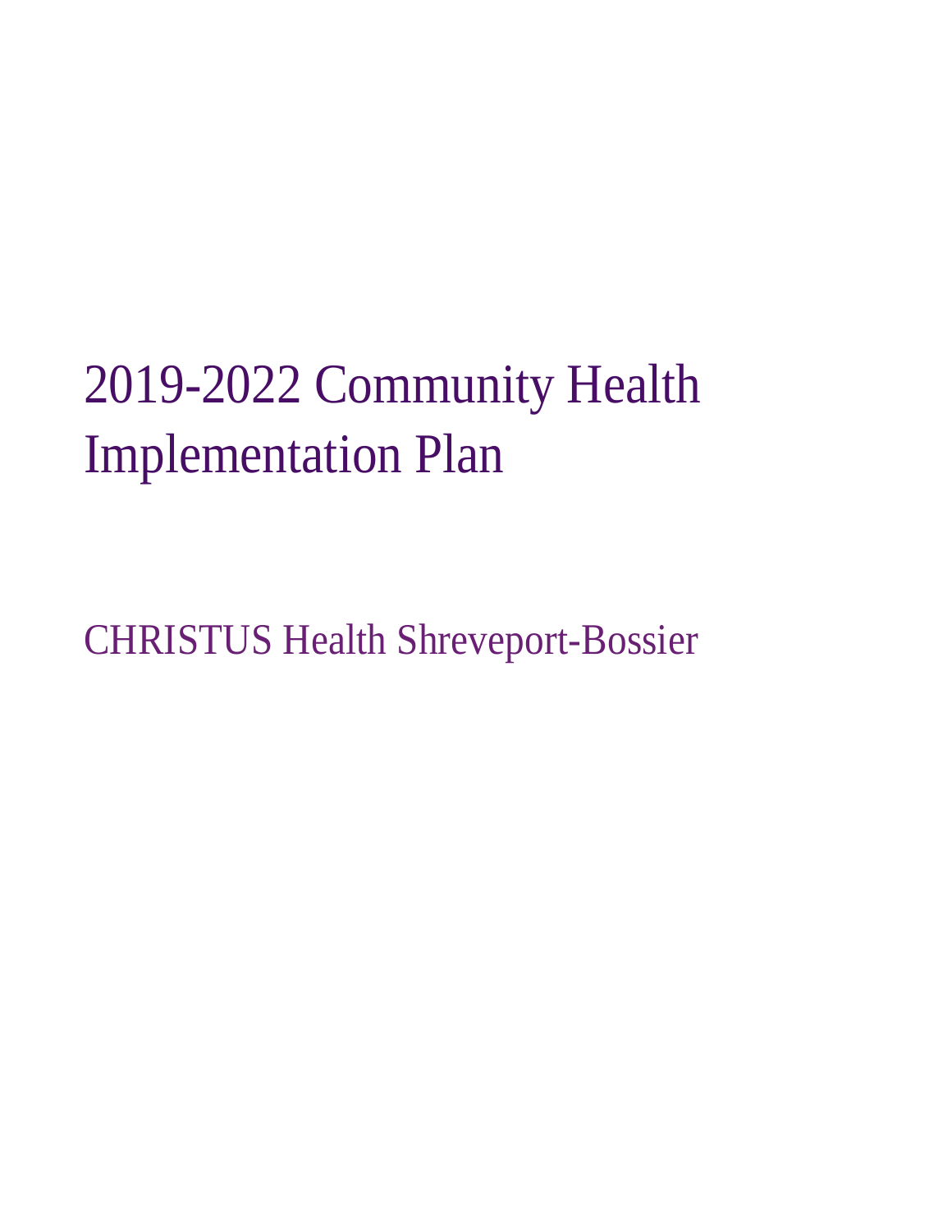# 2019-2022 Community Health Implementation Plan

## CHRISTUS Health Shreveport-Bossier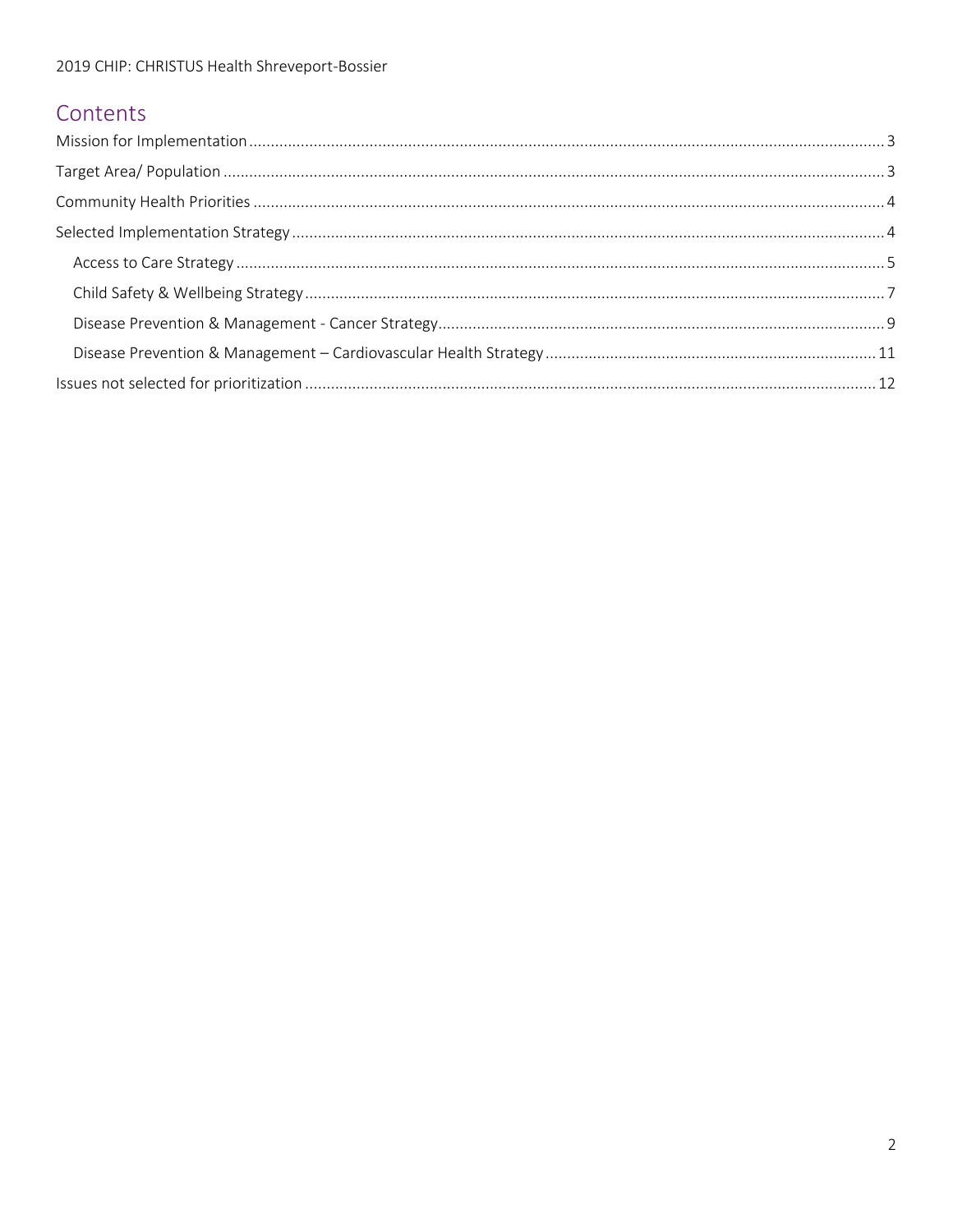# Contents

- Mission for Implementation ........ 3
- Target Area/ Population ........ 3
- Community Health Priorities ........ 4
- Selected Implementation Strategy ........ 4
  - Access to Care Strategy ........ 5
  - Child Safety & Wellbeing Strategy ........ 7
  - Disease Prevention & Management - Cancer Strategy ........ 9
  - Disease Prevention & Management – Cardiovascular Health Strategy ........ 11
- Issues not selected for prioritization ........ 12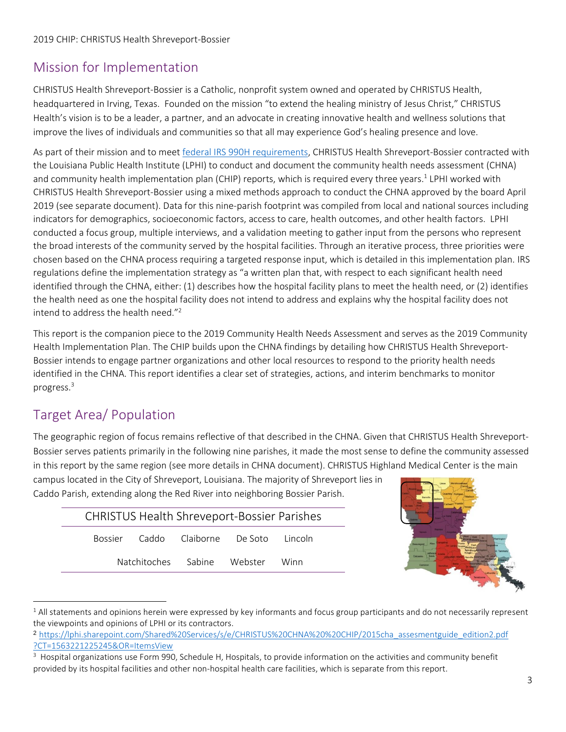## Mission for Implementation

CHRISTUS Health Shreveport-Bossier is a Catholic, nonprofit system owned and operated by CHRISTUS Health, headquartered in Irving, Texas. Founded on the mission "to extend the healing ministry of Jesus Christ," CHRISTUS Health's vision is to be a leader, a partner, and an advocate in creating innovative health and wellness solutions that improve the lives of individuals and communities so that all may experience God's healing presence and love.

As part of their mission and to meet [federal IRS 990H requirements](), CHRISTUS Health Shreveport-Bossier contracted with the Louisiana Public Health Institute (LPHI) to conduct and document the community health needs assessment (CHNA) and community health implementation plan (CHIP) reports, which is required every three years.[1] LPHI worked with CHRISTUS Health Shreveport-Bossier using a mixed methods approach to conduct the CHNA approved by the board April 2019 (see separate document). Data for this nine-parish footprint was compiled from local and national sources including indicators for demographics, socioeconomic factors, access to care, health outcomes, and other health factors. LPHI conducted a focus group, multiple interviews, and a validation meeting to gather input from the persons who represent the broad interests of the community served by the hospital facilities. Through an iterative process, three priorities were chosen based on the CHNA process requiring a targeted response input, which is detailed in this implementation plan. IRS regulations define the implementation strategy as "a written plan that, with respect to each significant health need identified through the CHNA, either: (1) describes how the hospital facility plans to meet the health need, or (2) identifies the health need as one the hospital facility does not intend to address and explains why the hospital facility does not intend to address the health need."[2]

This report is the companion piece to the 2019 Community Health Needs Assessment and serves as the 2019 Community Health Implementation Plan. The CHIP builds upon the CHNA findings by detailing how CHRISTUS Health Shreveport-Bossier intends to engage partner organizations and other local resources to respond to the priority health needs identified in the CHNA. This report identifies a clear set of strategies, actions, and interim benchmarks to monitor progress.[3]

## Target Area/ Population

The geographic region of focus remains reflective of that described in the CHNA. Given that CHRISTUS Health Shreveport-Bossier serves patients primarily in the following nine parishes, it made the most sense to define the community assessed in this report by the same region (see more details in CHNA document). CHRISTUS Highland Medical Center is the main campus located in the City of Shreveport, Louisiana. The majority of Shreveport lies in Caddo Parish, extending along the Red River into neighboring Bossier Parish.

| CHRISTUS Health Shreveport-Bossier Parishes | | | | |
|---|---|---|---|---|
| Bossier | Caddo | Claiborne | De Soto | Lincoln |
| Natchitoches | Sabine | Webster | Winn | |

---

[1] All statements and opinions herein were expressed by key informants and focus group participants and do not necessarily represent the viewpoints and opinions of LPHI or its contractors.

[2] https://lphi.sharepoint.com/Shared%20Services/s/e/CHRISTUS%20CHNA%20%20CHIP/2015cha_assesmentguide_edition2.pdf?CT=1563221225245&OR=ItemsView

[3] Hospital organizations use Form 990, Schedule H, Hospitals, to provide information on the activities and community benefit provided by its hospital facilities and other non-hospital health care facilities, which is separate from this report.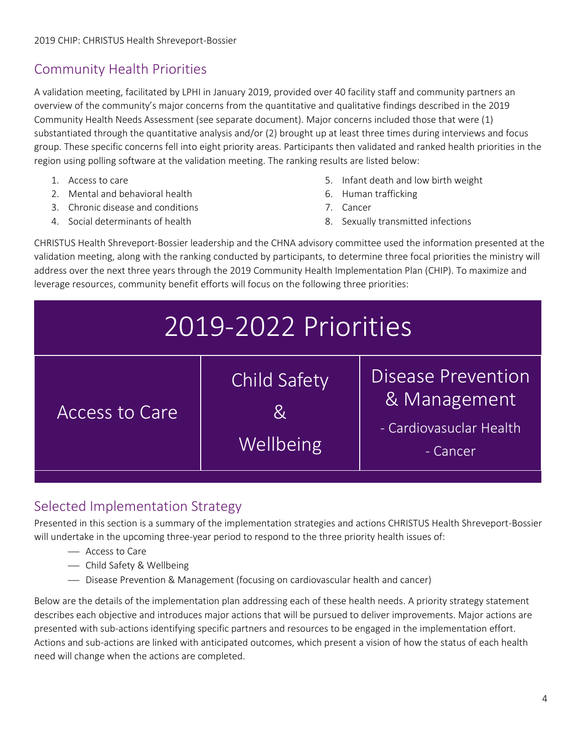## Community Health Priorities

A validation meeting, facilitated by LPHI in January 2019, provided over 40 facility staff and community partners an overview of the community's major concerns from the quantitative and qualitative findings described in the 2019 Community Health Needs Assessment (see separate document). Major concerns included those that were (1) substantiated through the quantitative analysis and/or (2) brought up at least three times during interviews and focus group. These specific concerns fell into eight priority areas. Participants then validated and ranked health priorities in the region using polling software at the validation meeting. The ranking results are listed below:

1. Access to care
2. Mental and behavioral health
3. Chronic disease and conditions
4. Social determinants of health
5. Infant death and low birth weight
6. Human trafficking
7. Cancer
8. Sexually transmitted infections

CHRISTUS Health Shreveport-Bossier leadership and the CHNA advisory committee used the information presented at the validation meeting, along with the ranking conducted by participants, to determine three focal priorities the ministry will address over the next three years through the 2019 Community Health Implementation Plan (CHIP). To maximize and leverage resources, community benefit efforts will focus on the following three priorities:

| 2019-2022 Priorities | | |
|---|---|---|
| Access to Care | Child Safety & Wellbeing | Disease Prevention & Management<br>- Cardiovasuclar Health<br>- Cancer |

## Selected Implementation Strategy

Presented in this section is a summary of the implementation strategies and actions CHRISTUS Health Shreveport-Bossier will undertake in the upcoming three-year period to respond to the three priority health issues of:

- Access to Care
- Child Safety & Wellbeing
- Disease Prevention & Management (focusing on cardiovascular health and cancer)

Below are the details of the implementation plan addressing each of these health needs. A priority strategy statement describes each objective and introduces major actions that will be pursued to deliver improvements. Major actions are presented with sub-actions identifying specific partners and resources to be engaged in the implementation effort. Actions and sub-actions are linked with anticipated outcomes, which present a vision of how the status of each health need will change when the actions are completed.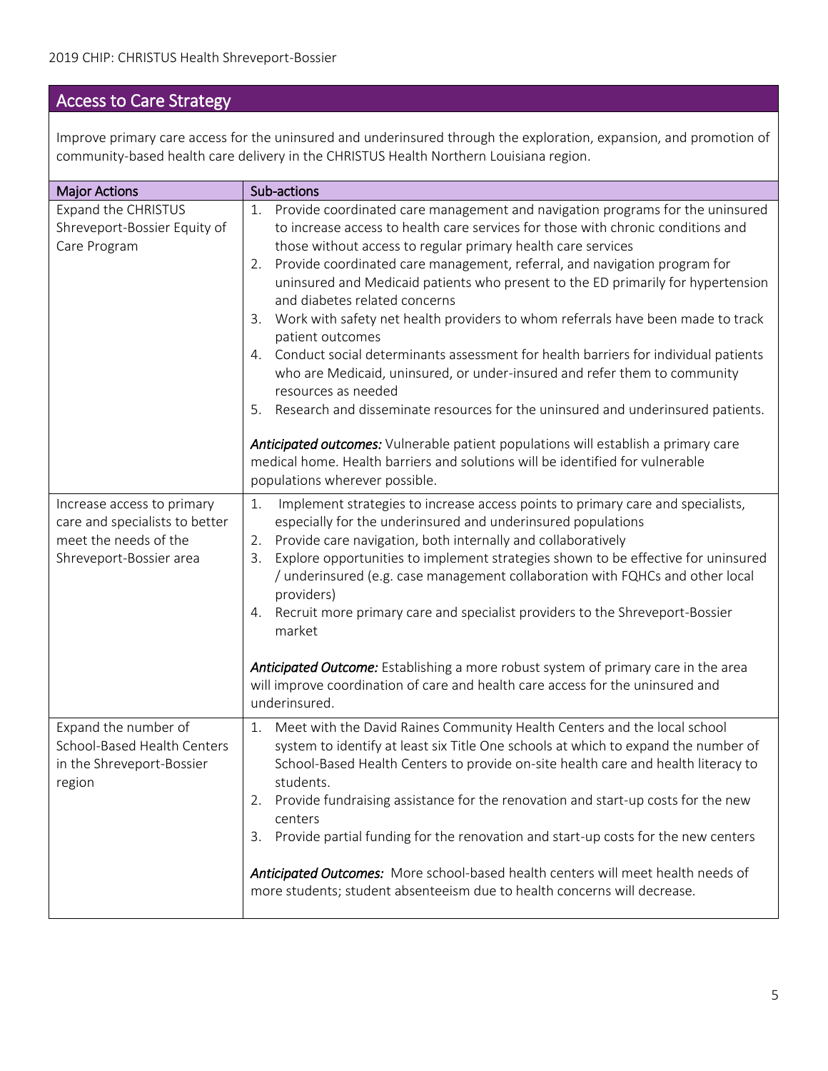## Access to Care Strategy

Improve primary care access for the uninsured and underinsured through the exploration, expansion, and promotion of community-based health care delivery in the CHRISTUS Health Northern Louisiana region.

| Major Actions | Sub-actions |
| --- | --- |
| Expand the CHRISTUS Shreveport-Bossier Equity of Care Program | 1. Provide coordinated care management and navigation programs for the uninsured to increase access to health care services for those with chronic conditions and those without access to regular primary health care services<br>2. Provide coordinated care management, referral, and navigation program for uninsured and Medicaid patients who present to the ED primarily for hypertension and diabetes related concerns<br>3. Work with safety net health providers to whom referrals have been made to track patient outcomes<br>4. Conduct social determinants assessment for health barriers for individual patients who are Medicaid, uninsured, or under-insured and refer them to community resources as needed<br>5. Research and disseminate resources for the uninsured and underinsured patients.<br><br>***Anticipated outcomes:*** Vulnerable patient populations will establish a primary care medical home. Health barriers and solutions will be identified for vulnerable populations wherever possible. |
| Increase access to primary care and specialists to better meet the needs of the Shreveport-Bossier area | 1. Implement strategies to increase access points to primary care and specialists, especially for the underinsured and underinsured populations<br>2. Provide care navigation, both internally and collaboratively<br>3. Explore opportunities to implement strategies shown to be effective for uninsured / underinsured (e.g. case management collaboration with FQHCs and other local providers)<br>4. Recruit more primary care and specialist providers to the Shreveport-Bossier market<br><br>***Anticipated Outcome:*** Establishing a more robust system of primary care in the area will improve coordination of care and health care access for the uninsured and underinsured. |
| Expand the number of School-Based Health Centers in the Shreveport-Bossier region | 1. Meet with the David Raines Community Health Centers and the local school system to identify at least six Title One schools at which to expand the number of School-Based Health Centers to provide on-site health care and health literacy to students.<br>2. Provide fundraising assistance for the renovation and start-up costs for the new centers<br>3. Provide partial funding for the renovation and start-up costs for the new centers<br><br>***Anticipated Outcomes:*** More school-based health centers will meet health needs of more students; student absenteeism due to health concerns will decrease. |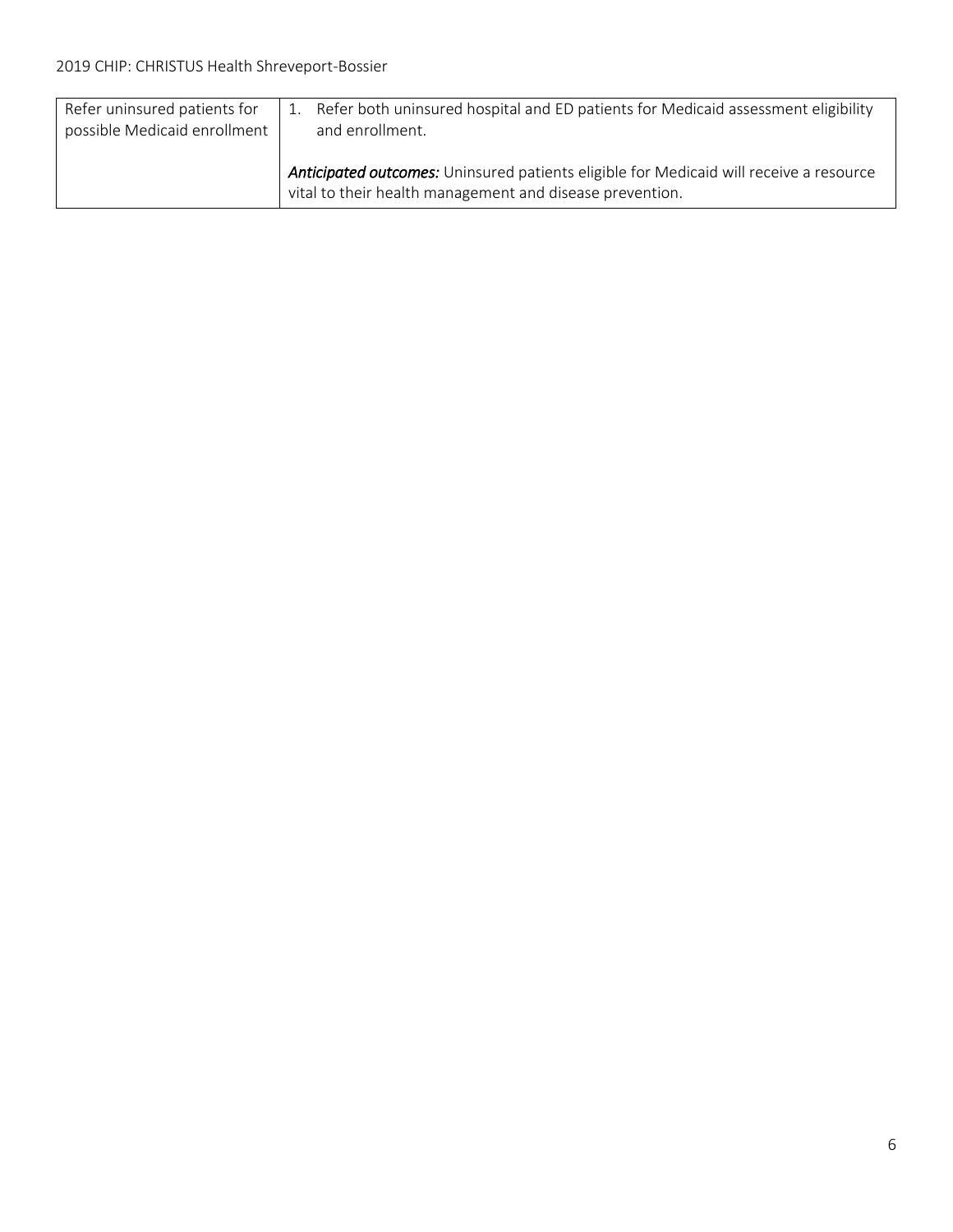| | |
|---|---|
| Refer uninsured patients for possible Medicaid enrollment | 1. Refer both uninsured hospital and ED patients for Medicaid assessment eligibility and enrollment.<br><br>***Anticipated outcomes:*** Uninsured patients eligible for Medicaid will receive a resource vital to their health management and disease prevention. |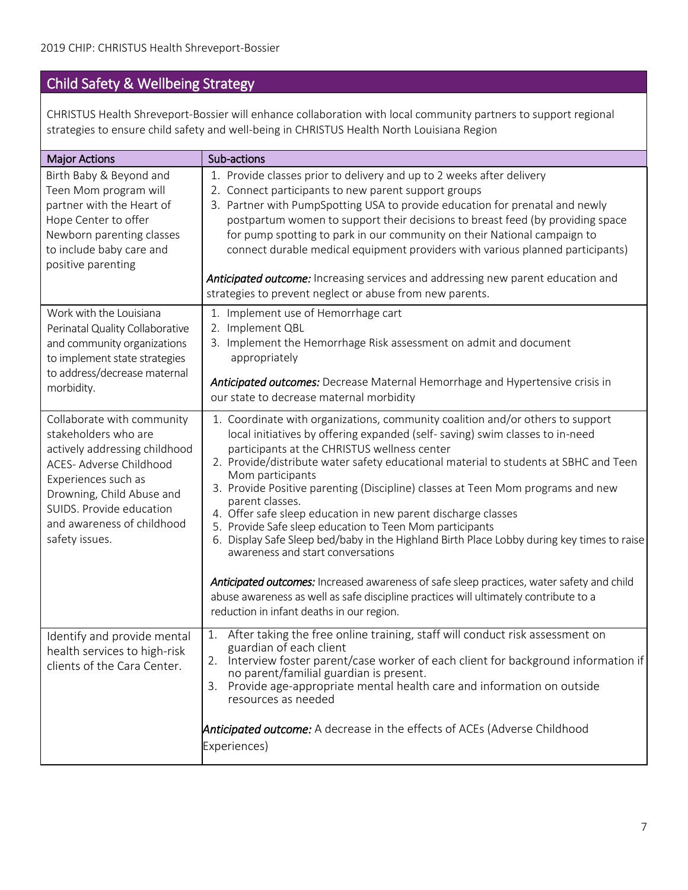## Child Safety & Wellbeing Strategy

CHRISTUS Health Shreveport-Bossier will enhance collaboration with local community partners to support regional strategies to ensure child safety and well-being in CHRISTUS Health North Louisiana Region

| Major Actions | Sub-actions |
|---|---|
| Birth Baby & Beyond and Teen Mom program will partner with the Heart of Hope Center to offer Newborn parenting classes to include baby care and positive parenting | 1. Provide classes prior to delivery and up to 2 weeks after delivery<br>2. Connect participants to new parent support groups<br>3. Partner with PumpSpotting USA to provide education for prenatal and newly postpartum women to support their decisions to breast feed (by providing space for pump spotting to park in our community on their National campaign to connect durable medical equipment providers with various planned participants)<br><br>***Anticipated outcome:*** Increasing services and addressing new parent education and strategies to prevent neglect or abuse from new parents. |
| Work with the Louisiana Perinatal Quality Collaborative and community organizations to implement state strategies to address/decrease maternal morbidity. | 1. Implement use of Hemorrhage cart<br>2. Implement QBL<br>3. Implement the Hemorrhage Risk assessment on admit and document appropriately<br><br>***Anticipated outcomes:*** Decrease Maternal Hemorrhage and Hypertensive crisis in our state to decrease maternal morbidity |
| Collaborate with community stakeholders who are actively addressing childhood ACES- Adverse Childhood Experiences such as Drowning, Child Abuse and SUIDS. Provide education and awareness of childhood safety issues. | 1. Coordinate with organizations, community coalition and/or others to support local initiatives by offering expanded (self- saving) swim classes to in-need participants at the CHRISTUS wellness center<br>2. Provide/distribute water safety educational material to students at SBHC and Teen Mom participants<br>3. Provide Positive parenting (Discipline) classes at Teen Mom programs and new parent classes.<br>4. Offer safe sleep education in new parent discharge classes<br>5. Provide Safe sleep education to Teen Mom participants<br>6. Display Safe Sleep bed/baby in the Highland Birth Place Lobby during key times to raise awareness and start conversations<br><br>***Anticipated outcomes:*** Increased awareness of safe sleep practices, water safety and child abuse awareness as well as safe discipline practices will ultimately contribute to a reduction in infant deaths in our region. |
| Identify and provide mental health services to high-risk clients of the Cara Center. | 1. After taking the free online training, staff will conduct risk assessment on guardian of each client<br>2. Interview foster parent/case worker of each client for background information if no parent/familial guardian is present.<br>3. Provide age-appropriate mental health care and information on outside resources as needed<br><br>***Anticipated outcome:*** A decrease in the effects of ACEs (Adverse Childhood Experiences) |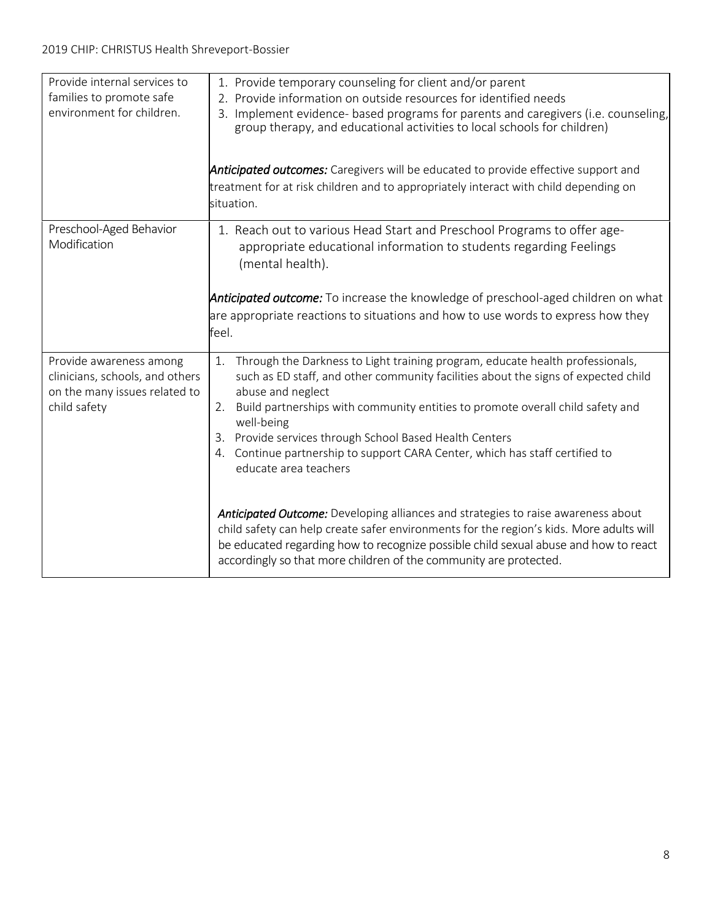| | |
|---|---|
| Provide internal services to families to promote safe environment for children. | 1. Provide temporary counseling for client and/or parent<br>2. Provide information on outside resources for identified needs<br>3. Implement evidence- based programs for parents and caregivers (i.e. counseling, group therapy, and educational activities to local schools for children)<br><br>***Anticipated outcomes:*** Caregivers will be educated to provide effective support and treatment for at risk children and to appropriately interact with child depending on situation. |
| Preschool-Aged Behavior Modification | 1. Reach out to various Head Start and Preschool Programs to offer age-appropriate educational information to students regarding Feelings (mental health).<br><br>***Anticipated outcome:*** To increase the knowledge of preschool-aged children on what are appropriate reactions to situations and how to use words to express how they feel. |
| Provide awareness among clinicians, schools, and others on the many issues related to child safety | 1. Through the Darkness to Light training program, educate health professionals, such as ED staff, and other community facilities about the signs of expected child abuse and neglect<br>2. Build partnerships with community entities to promote overall child safety and well-being<br>3. Provide services through School Based Health Centers<br>4. Continue partnership to support CARA Center, which has staff certified to educate area teachers<br><br>***Anticipated Outcome:*** Developing alliances and strategies to raise awareness about child safety can help create safer environments for the region's kids. More adults will be educated regarding how to recognize possible child sexual abuse and how to react accordingly so that more children of the community are protected. |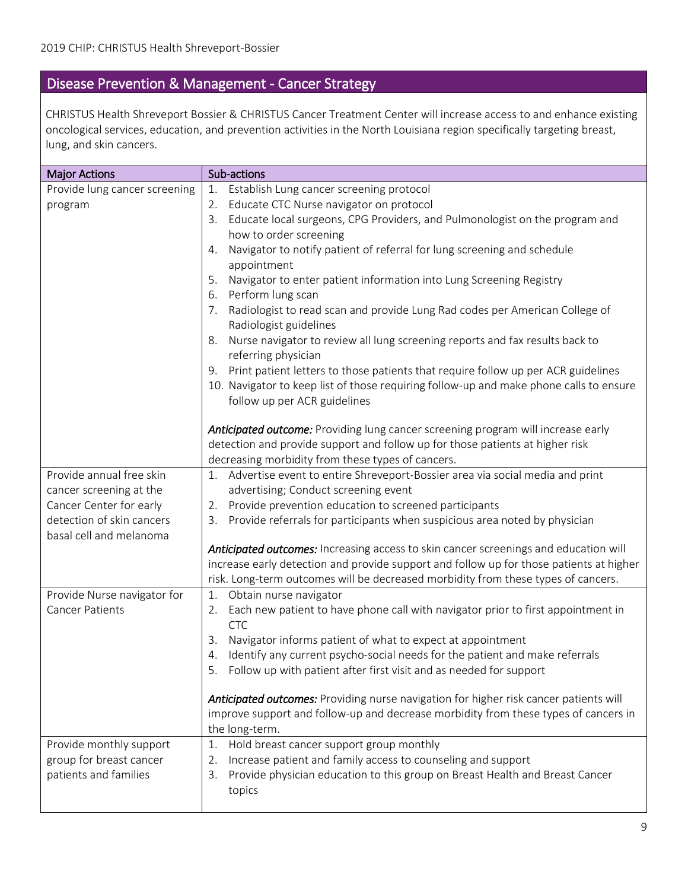## Disease Prevention & Management - Cancer Strategy

CHRISTUS Health Shreveport Bossier & CHRISTUS Cancer Treatment Center will increase access to and enhance existing oncological services, education, and prevention activities in the North Louisiana region specifically targeting breast, lung, and skin cancers.

| Major Actions | Sub-actions |
|---|---|
| Provide lung cancer screening program | 1. Establish Lung cancer screening protocol<br>2. Educate CTC Nurse navigator on protocol<br>3. Educate local surgeons, CPG Providers, and Pulmonologist on the program and how to order screening<br>4. Navigator to notify patient of referral for lung screening and schedule appointment<br>5. Navigator to enter patient information into Lung Screening Registry<br>6. Perform lung scan<br>7. Radiologist to read scan and provide Lung Rad codes per American College of Radiologist guidelines<br>8. Nurse navigator to review all lung screening reports and fax results back to referring physician<br>9. Print patient letters to those patients that require follow up per ACR guidelines<br>10. Navigator to keep list of those requiring follow-up and make phone calls to ensure follow up per ACR guidelines<br><br>***Anticipated outcome:*** Providing lung cancer screening program will increase early detection and provide support and follow up for those patients at higher risk decreasing morbidity from these types of cancers. |
| Provide annual free skin cancer screening at the Cancer Center for early detection of skin cancers basal cell and melanoma | 1. Advertise event to entire Shreveport-Bossier area via social media and print advertising; Conduct screening event<br>2. Provide prevention education to screened participants<br>3. Provide referrals for participants when suspicious area noted by physician<br><br>***Anticipated outcomes:*** Increasing access to skin cancer screenings and education will increase early detection and provide support and follow up for those patients at higher risk. Long-term outcomes will be decreased morbidity from these types of cancers. |
| Provide Nurse navigator for Cancer Patients | 1. Obtain nurse navigator<br>2. Each new patient to have phone call with navigator prior to first appointment in CTC<br>3. Navigator informs patient of what to expect at appointment<br>4. Identify any current psycho-social needs for the patient and make referrals<br>5. Follow up with patient after first visit and as needed for support<br><br>***Anticipated outcomes:*** Providing nurse navigation for higher risk cancer patients will improve support and follow-up and decrease morbidity from these types of cancers in the long-term. |
| Provide monthly support group for breast cancer patients and families | 1. Hold breast cancer support group monthly<br>2. Increase patient and family access to counseling and support<br>3. Provide physician education to this group on Breast Health and Breast Cancer topics |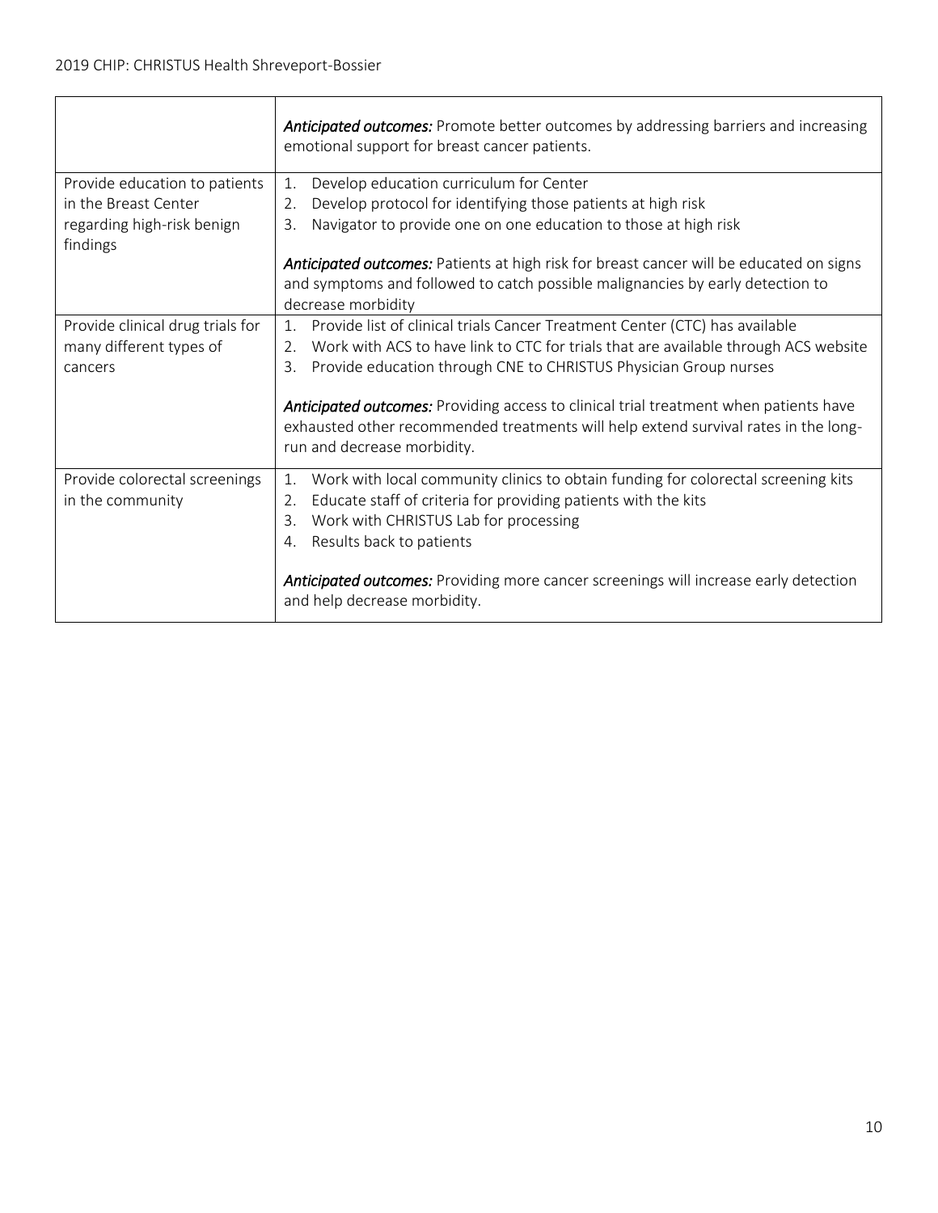| | |
|---|---|
| | ***Anticipated outcomes:*** Promote better outcomes by addressing barriers and increasing emotional support for breast cancer patients. |
| Provide education to patients in the Breast Center regarding high-risk benign findings | 1. Develop education curriculum for Center<br>2. Develop protocol for identifying those patients at high risk<br>3. Navigator to provide one on one education to those at high risk<br><br>***Anticipated outcomes:*** Patients at high risk for breast cancer will be educated on signs and symptoms and followed to catch possible malignancies by early detection to decrease morbidity |
| Provide clinical drug trials for many different types of cancers | 1. Provide list of clinical trials Cancer Treatment Center (CTC) has available<br>2. Work with ACS to have link to CTC for trials that are available through ACS website<br>3. Provide education through CNE to CHRISTUS Physician Group nurses<br><br>***Anticipated outcomes:*** Providing access to clinical trial treatment when patients have exhausted other recommended treatments will help extend survival rates in the long-run and decrease morbidity. |
| Provide colorectal screenings in the community | 1. Work with local community clinics to obtain funding for colorectal screening kits<br>2. Educate staff of criteria for providing patients with the kits<br>3. Work with CHRISTUS Lab for processing<br>4. Results back to patients<br><br>***Anticipated outcomes:*** Providing more cancer screenings will increase early detection and help decrease morbidity. |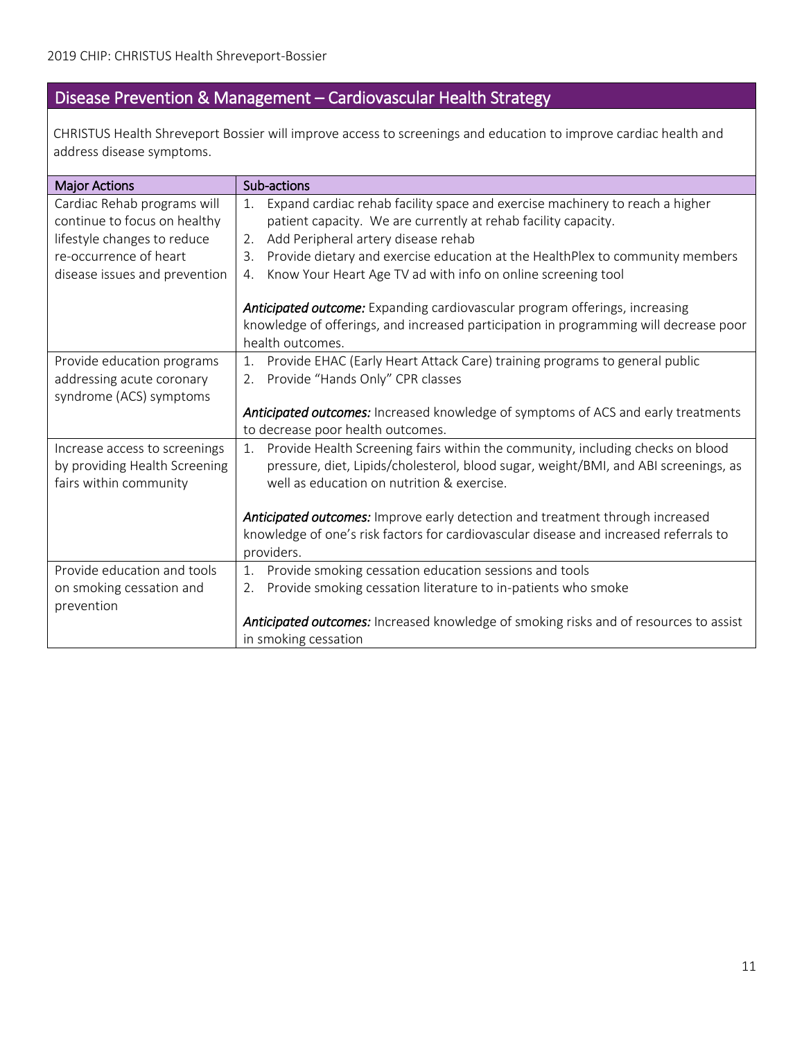## Disease Prevention & Management – Cardiovascular Health Strategy

CHRISTUS Health Shreveport Bossier will improve access to screenings and education to improve cardiac health and address disease symptoms.

| Major Actions | Sub-actions |
| --- | --- |
| Cardiac Rehab programs will continue to focus on healthy lifestyle changes to reduce re-occurrence of heart disease issues and prevention | 1. Expand cardiac rehab facility space and exercise machinery to reach a higher patient capacity. We are currently at rehab facility capacity.<br>2. Add Peripheral artery disease rehab<br>3. Provide dietary and exercise education at the HealthPlex to community members<br>4. Know Your Heart Age TV ad with info on online screening tool<br><br>***Anticipated outcome:*** Expanding cardiovascular program offerings, increasing knowledge of offerings, and increased participation in programming will decrease poor health outcomes. |
| Provide education programs addressing acute coronary syndrome (ACS) symptoms | 1. Provide EHAC (Early Heart Attack Care) training programs to general public<br>2. Provide "Hands Only" CPR classes<br><br>***Anticipated outcomes:*** Increased knowledge of symptoms of ACS and early treatments to decrease poor health outcomes. |
| Increase access to screenings by providing Health Screening fairs within community | 1. Provide Health Screening fairs within the community, including checks on blood pressure, diet, Lipids/cholesterol, blood sugar, weight/BMI, and ABI screenings, as well as education on nutrition & exercise.<br><br>***Anticipated outcomes:*** Improve early detection and treatment through increased knowledge of one's risk factors for cardiovascular disease and increased referrals to providers. |
| Provide education and tools on smoking cessation and prevention | 1. Provide smoking cessation education sessions and tools<br>2. Provide smoking cessation literature to in-patients who smoke<br><br>***Anticipated outcomes:*** Increased knowledge of smoking risks and of resources to assist in smoking cessation |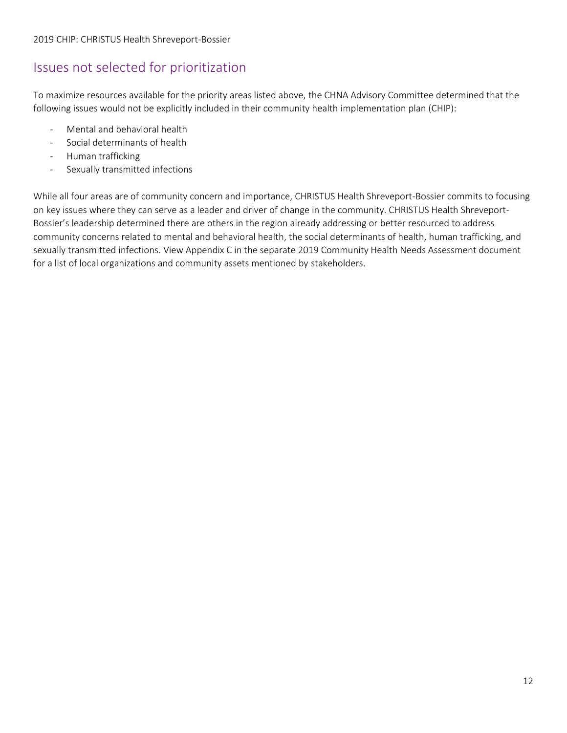## Issues not selected for prioritization

To maximize resources available for the priority areas listed above, the CHNA Advisory Committee determined that the following issues would not be explicitly included in their community health implementation plan (CHIP):

- Mental and behavioral health
- Social determinants of health
- Human trafficking
- Sexually transmitted infections

While all four areas are of community concern and importance, CHRISTUS Health Shreveport-Bossier commits to focusing on key issues where they can serve as a leader and driver of change in the community. CHRISTUS Health Shreveport-Bossier's leadership determined there are others in the region already addressing or better resourced to address community concerns related to mental and behavioral health, the social determinants of health, human trafficking, and sexually transmitted infections. View Appendix C in the separate 2019 Community Health Needs Assessment document for a list of local organizations and community assets mentioned by stakeholders.